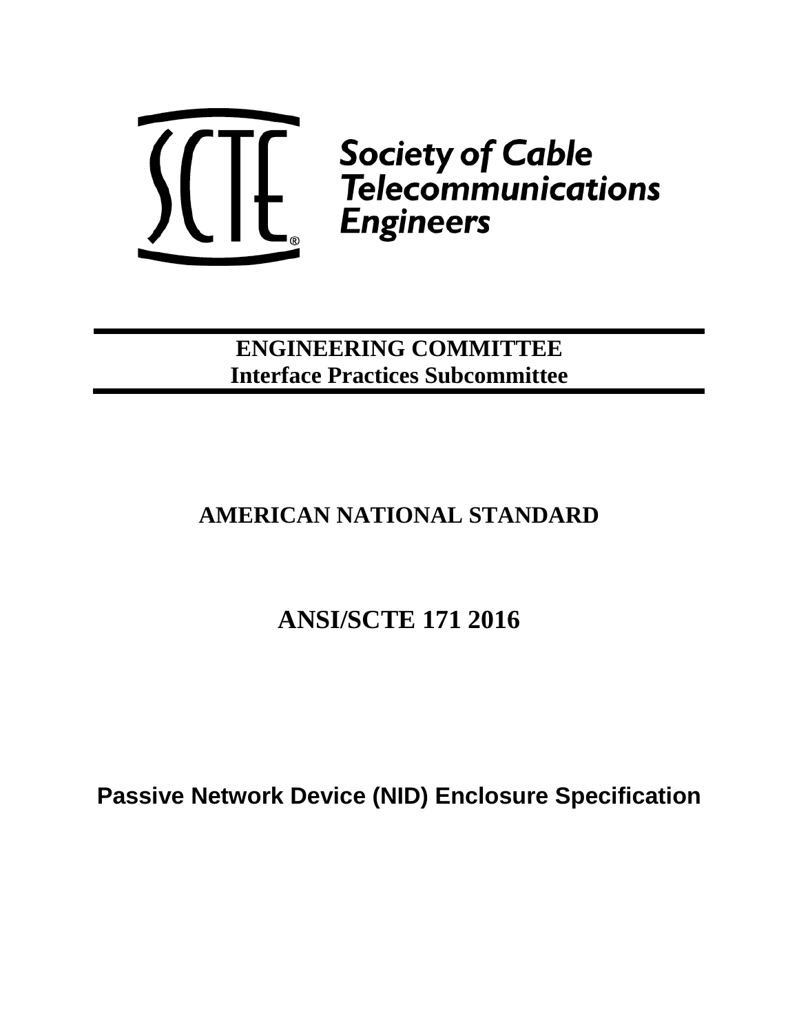Society of Cable Telecommunications Engineers

**ENGINEERING COMMITTEE**
**Interface Practices Subcommittee**

## AMERICAN NATIONAL STANDARD

# ANSI/SCTE 171 2016

## Passive Network Device (NID) Enclosure Specification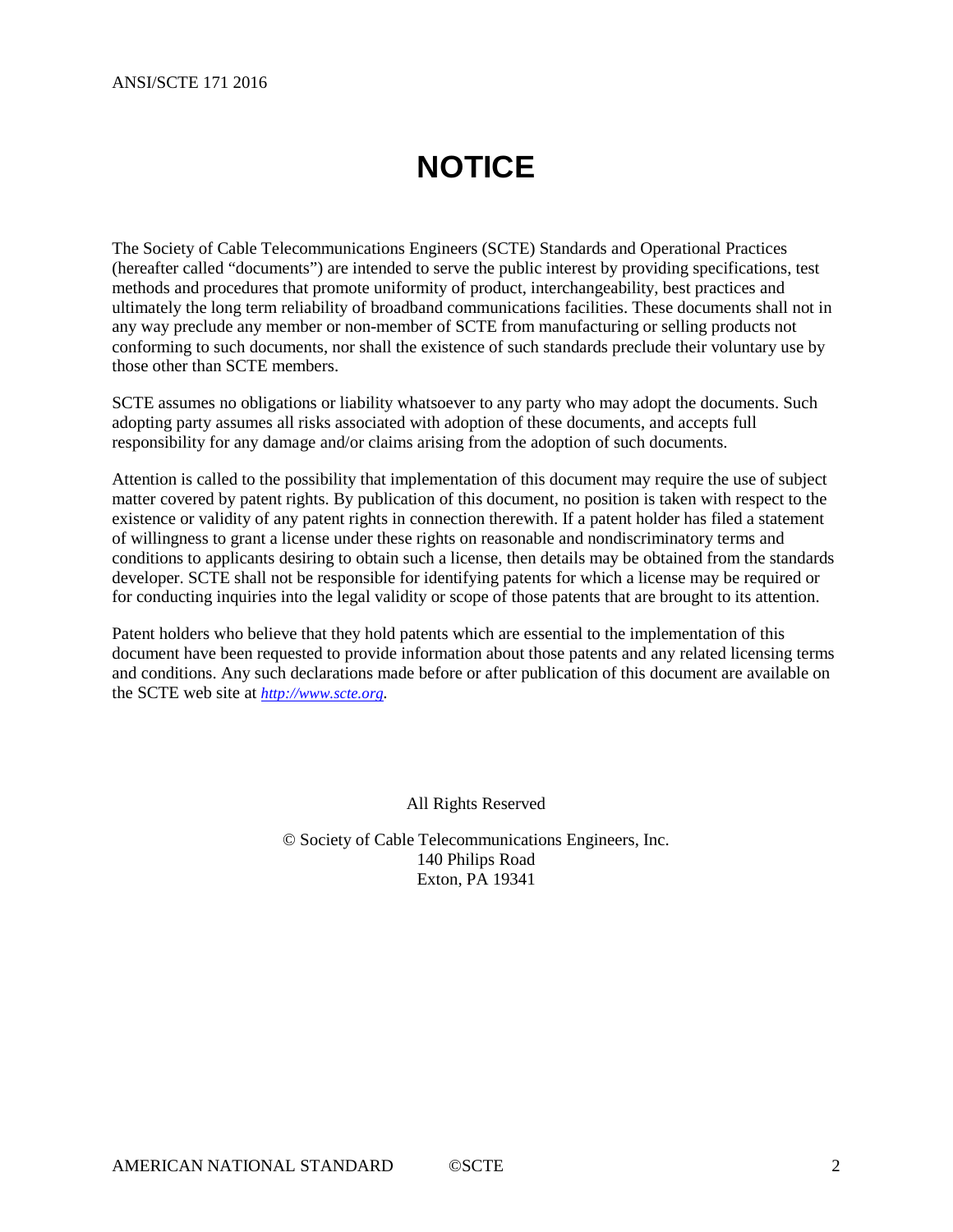# NOTICE

The Society of Cable Telecommunications Engineers (SCTE) Standards and Operational Practices (hereafter called "documents") are intended to serve the public interest by providing specifications, test methods and procedures that promote uniformity of product, interchangeability, best practices and ultimately the long term reliability of broadband communications facilities. These documents shall not in any way preclude any member or non-member of SCTE from manufacturing or selling products not conforming to such documents, nor shall the existence of such standards preclude their voluntary use by those other than SCTE members.

SCTE assumes no obligations or liability whatsoever to any party who may adopt the documents. Such adopting party assumes all risks associated with adoption of these documents, and accepts full responsibility for any damage and/or claims arising from the adoption of such documents.

Attention is called to the possibility that implementation of this document may require the use of subject matter covered by patent rights. By publication of this document, no position is taken with respect to the existence or validity of any patent rights in connection therewith. If a patent holder has filed a statement of willingness to grant a license under these rights on reasonable and nondiscriminatory terms and conditions to applicants desiring to obtain such a license, then details may be obtained from the standards developer. SCTE shall not be responsible for identifying patents for which a license may be required or for conducting inquiries into the legal validity or scope of those patents that are brought to its attention.

Patent holders who believe that they hold patents which are essential to the implementation of this document have been requested to provide information about those patents and any related licensing terms and conditions. Any such declarations made before or after publication of this document are available on the SCTE web site at *http://www.scte.org*.

All Rights Reserved

© Society of Cable Telecommunications Engineers, Inc.
140 Philips Road
Exton, PA 19341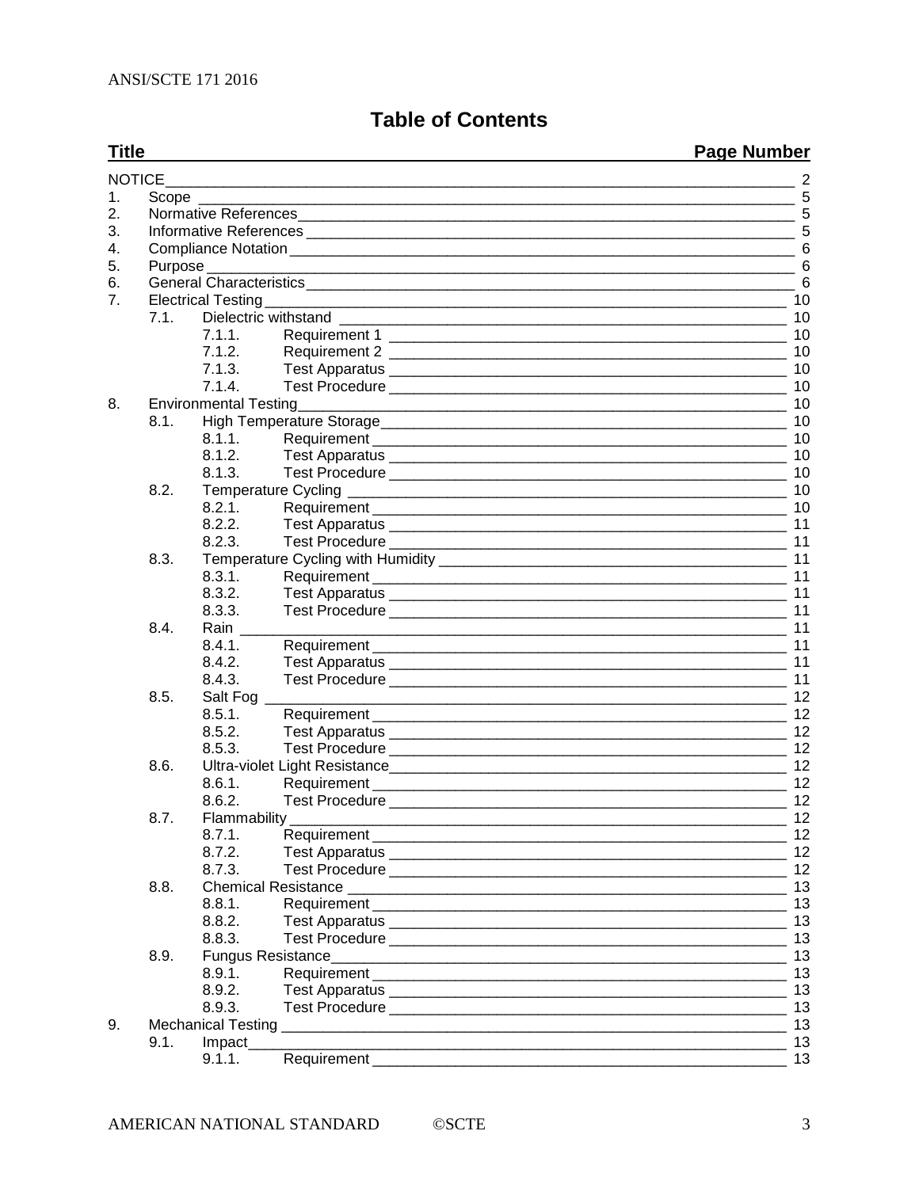## Table of Contents

| Title | Page Number |
|---|---|
| NOTICE | 2 |
| 1. Scope | 5 |
| 2. Normative References | 5 |
| 3. Informative References | 5 |
| 4. Compliance Notation | 6 |
| 5. Purpose | 6 |
| 6. General Characteristics | 6 |
| 7. Electrical Testing | 10 |
| 7.1. Dielectric withstand | 10 |
| 7.1.1. Requirement 1 | 10 |
| 7.1.2. Requirement 2 | 10 |
| 7.1.3. Test Apparatus | 10 |
| 7.1.4. Test Procedure | 10 |
| 8. Environmental Testing | 10 |
| 8.1. High Temperature Storage | 10 |
| 8.1.1. Requirement | 10 |
| 8.1.2. Test Apparatus | 10 |
| 8.1.3. Test Procedure | 10 |
| 8.2. Temperature Cycling | 10 |
| 8.2.1. Requirement | 10 |
| 8.2.2. Test Apparatus | 11 |
| 8.2.3. Test Procedure | 11 |
| 8.3. Temperature Cycling with Humidity | 11 |
| 8.3.1. Requirement | 11 |
| 8.3.2. Test Apparatus | 11 |
| 8.3.3. Test Procedure | 11 |
| 8.4. Rain | 11 |
| 8.4.1. Requirement | 11 |
| 8.4.2. Test Apparatus | 11 |
| 8.4.3. Test Procedure | 11 |
| 8.5. Salt Fog | 12 |
| 8.5.1. Requirement | 12 |
| 8.5.2. Test Apparatus | 12 |
| 8.5.3. Test Procedure | 12 |
| 8.6. Ultra-violet Light Resistance | 12 |
| 8.6.1. Requirement | 12 |
| 8.6.2. Test Procedure | 12 |
| 8.7. Flammability | 12 |
| 8.7.1. Requirement | 12 |
| 8.7.2. Test Apparatus | 12 |
| 8.7.3. Test Procedure | 12 |
| 8.8. Chemical Resistance | 13 |
| 8.8.1. Requirement | 13 |
| 8.8.2. Test Apparatus | 13 |
| 8.8.3. Test Procedure | 13 |
| 8.9. Fungus Resistance | 13 |
| 8.9.1. Requirement | 13 |
| 8.9.2. Test Apparatus | 13 |
| 8.9.3. Test Procedure | 13 |
| 9. Mechanical Testing | 13 |
| 9.1. Impact | 13 |
| 9.1.1. Requirement | 13 |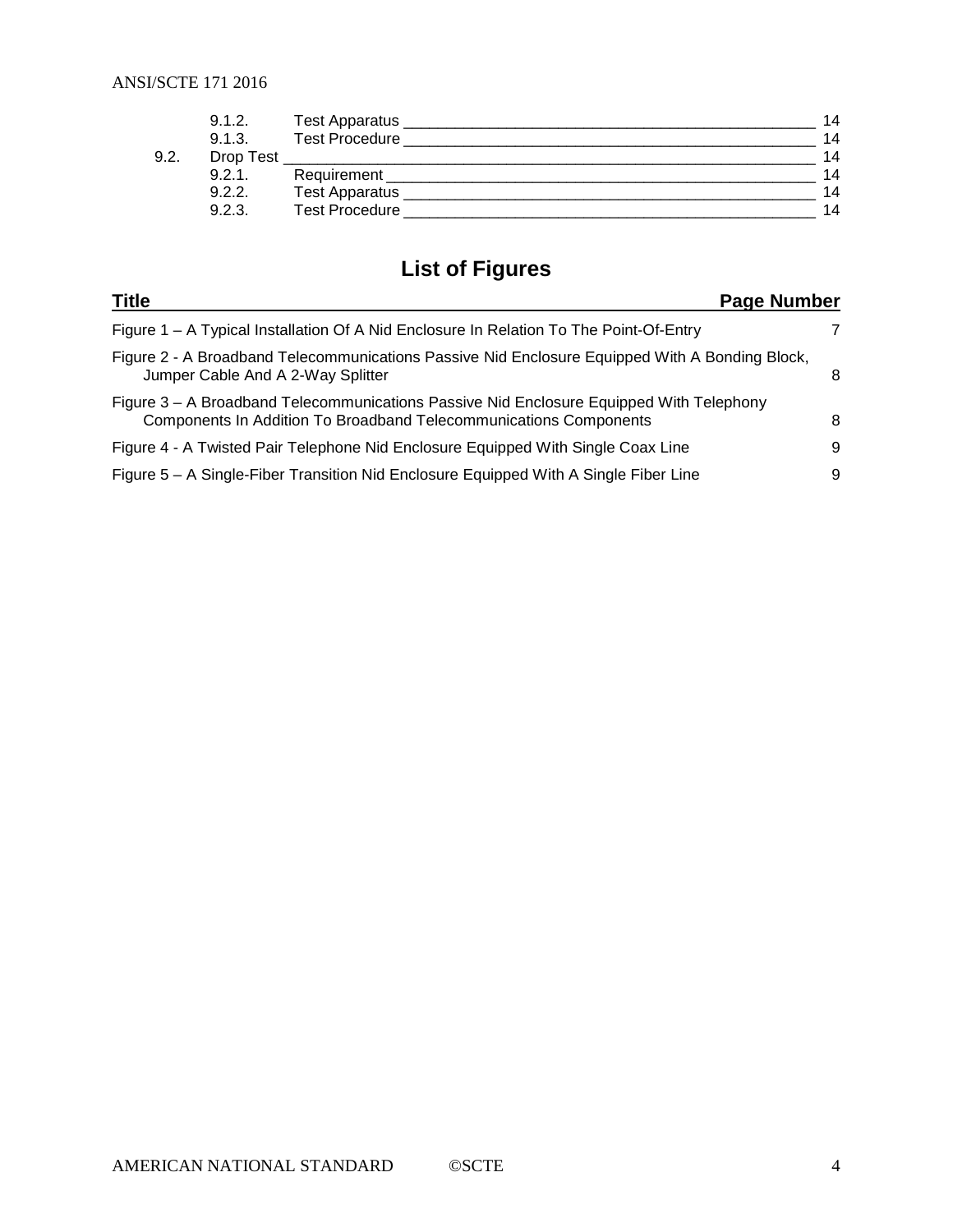| | | |
|---|---|---|
| 9.1.2. | Test Apparatus | 14 |
| 9.1.3. | Test Procedure | 14 |
| 9.2. | Drop Test | 14 |
| 9.2.1. | Requirement | 14 |
| 9.2.2. | Test Apparatus | 14 |
| 9.2.3. | Test Procedure | 14 |

## List of Figures

| Title | Page Number |
|---|---|
| Figure 1 – A Typical Installation Of A Nid Enclosure In Relation To The Point-Of-Entry | 7 |
| Figure 2 - A Broadband Telecommunications Passive Nid Enclosure Equipped With A Bonding Block, Jumper Cable And A 2-Way Splitter | 8 |
| Figure 3 – A Broadband Telecommunications Passive Nid Enclosure Equipped With Telephony Components In Addition To Broadband Telecommunications Components | 8 |
| Figure 4 - A Twisted Pair Telephone Nid Enclosure Equipped With Single Coax Line | 9 |
| Figure 5 – A Single-Fiber Transition Nid Enclosure Equipped With A Single Fiber Line | 9 |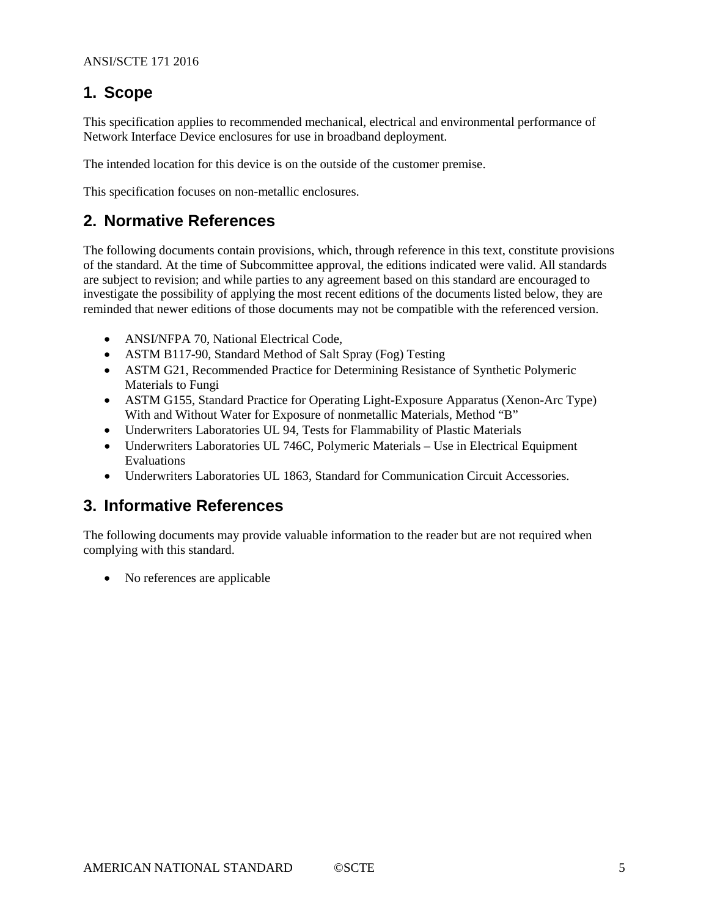## 1. Scope

This specification applies to recommended mechanical, electrical and environmental performance of Network Interface Device enclosures for use in broadband deployment.

The intended location for this device is on the outside of the customer premise.

This specification focuses on non-metallic enclosures.

## 2. Normative References

The following documents contain provisions, which, through reference in this text, constitute provisions of the standard. At the time of Subcommittee approval, the editions indicated were valid. All standards are subject to revision; and while parties to any agreement based on this standard are encouraged to investigate the possibility of applying the most recent editions of the documents listed below, they are reminded that newer editions of those documents may not be compatible with the referenced version.

- ANSI/NFPA 70, National Electrical Code,
- ASTM B117-90, Standard Method of Salt Spray (Fog) Testing
- ASTM G21, Recommended Practice for Determining Resistance of Synthetic Polymeric Materials to Fungi
- ASTM G155, Standard Practice for Operating Light-Exposure Apparatus (Xenon-Arc Type) With and Without Water for Exposure of nonmetallic Materials, Method "B"
- Underwriters Laboratories UL 94, Tests for Flammability of Plastic Materials
- Underwriters Laboratories UL 746C, Polymeric Materials – Use in Electrical Equipment Evaluations
- Underwriters Laboratories UL 1863, Standard for Communication Circuit Accessories.

## 3. Informative References

The following documents may provide valuable information to the reader but are not required when complying with this standard.

- No references are applicable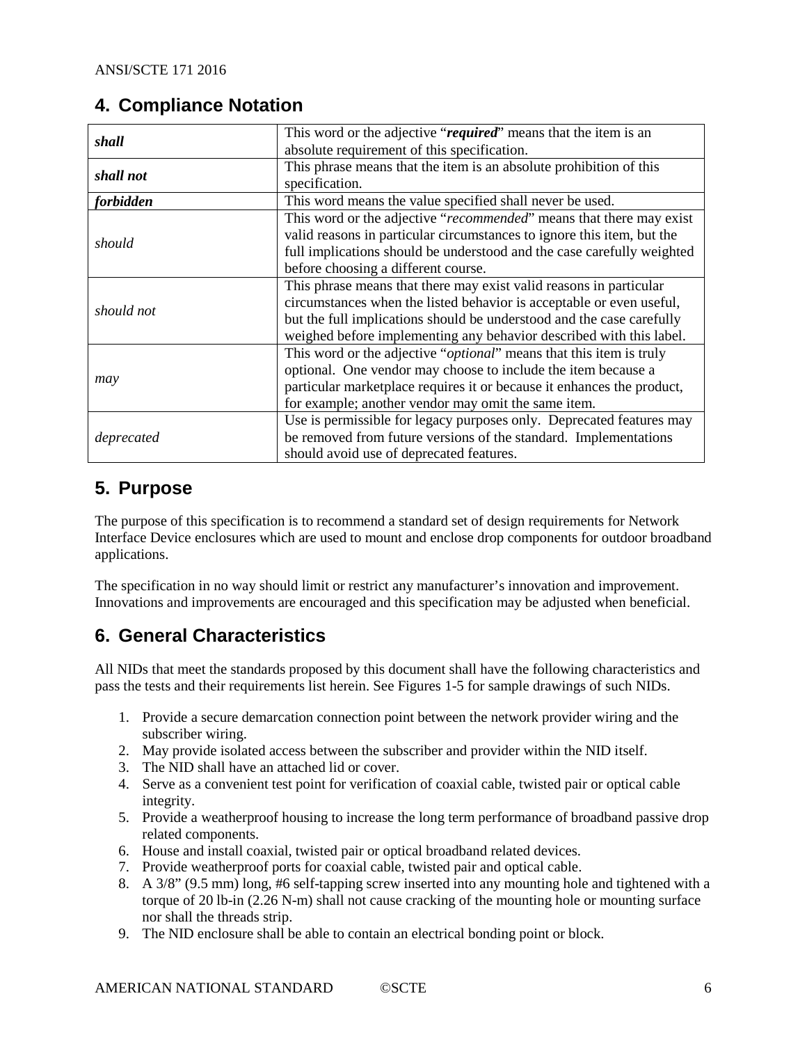## 4. Compliance Notation

| | |
|---|---|
| ***shall*** | This word or the adjective "***required***" means that the item is an absolute requirement of this specification. |
| ***shall not*** | This phrase means that the item is an absolute prohibition of this specification. |
| ***forbidden*** | This word means the value specified shall never be used. |
| *should* | This word or the adjective "*recommended*" means that there may exist valid reasons in particular circumstances to ignore this item, but the full implications should be understood and the case carefully weighted before choosing a different course. |
| *should not* | This phrase means that there may exist valid reasons in particular circumstances when the listed behavior is acceptable or even useful, but the full implications should be understood and the case carefully weighed before implementing any behavior described with this label. |
| *may* | This word or the adjective "*optional*" means that this item is truly optional. One vendor may choose to include the item because a particular marketplace requires it or because it enhances the product, for example; another vendor may omit the same item. |
| *deprecated* | Use is permissible for legacy purposes only. Deprecated features may be removed from future versions of the standard. Implementations should avoid use of deprecated features. |

## 5. Purpose

The purpose of this specification is to recommend a standard set of design requirements for Network Interface Device enclosures which are used to mount and enclose drop components for outdoor broadband applications.

The specification in no way should limit or restrict any manufacturer's innovation and improvement. Innovations and improvements are encouraged and this specification may be adjusted when beneficial.

## 6. General Characteristics

All NIDs that meet the standards proposed by this document shall have the following characteristics and pass the tests and their requirements list herein. See Figures 1-5 for sample drawings of such NIDs.

1. Provide a secure demarcation connection point between the network provider wiring and the subscriber wiring.
2. May provide isolated access between the subscriber and provider within the NID itself.
3. The NID shall have an attached lid or cover.
4. Serve as a convenient test point for verification of coaxial cable, twisted pair or optical cable integrity.
5. Provide a weatherproof housing to increase the long term performance of broadband passive drop related components.
6. House and install coaxial, twisted pair or optical broadband related devices.
7. Provide weatherproof ports for coaxial cable, twisted pair and optical cable.
8. A 3/8" (9.5 mm) long, #6 self-tapping screw inserted into any mounting hole and tightened with a torque of 20 lb-in (2.26 N-m) shall not cause cracking of the mounting hole or mounting surface nor shall the threads strip.
9. The NID enclosure shall be able to contain an electrical bonding point or block.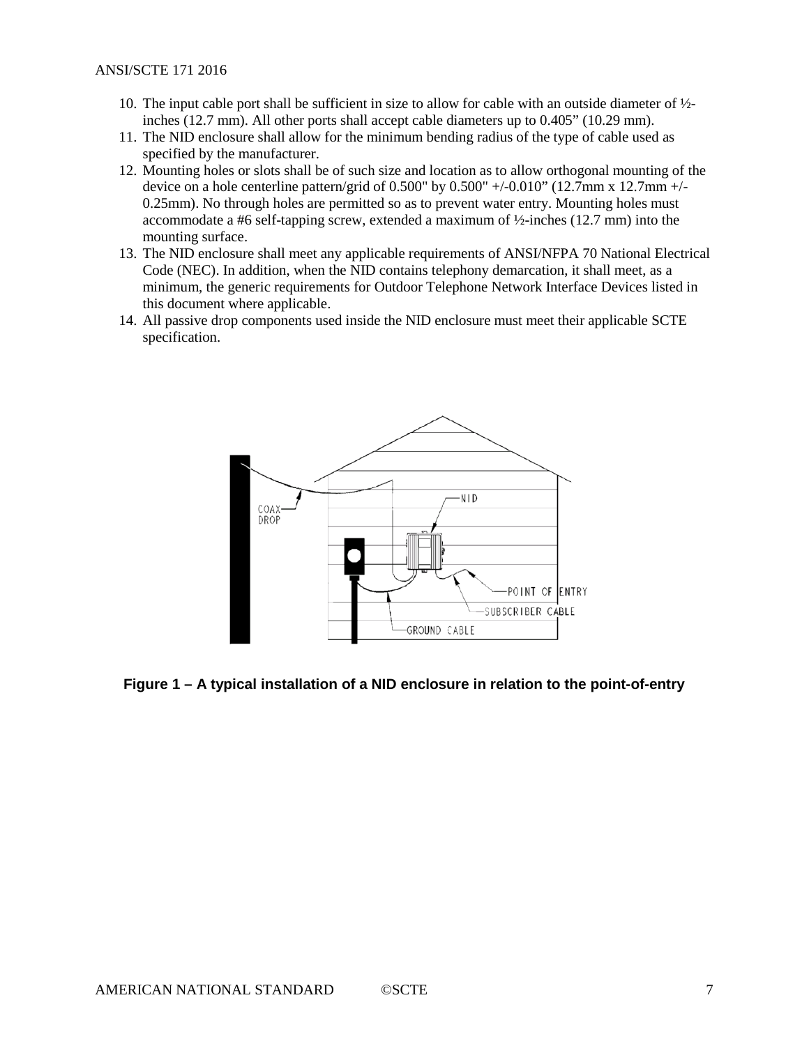10. The input cable port shall be sufficient in size to allow for cable with an outside diameter of ½-inches (12.7 mm). All other ports shall accept cable diameters up to 0.405” (10.29 mm).
11. The NID enclosure shall allow for the minimum bending radius of the type of cable used as specified by the manufacturer.
12. Mounting holes or slots shall be of such size and location as to allow orthogonal mounting of the device on a hole centerline pattern/grid of 0.500" by 0.500" +/-0.010” (12.7mm x 12.7mm +/-0.25mm). No through holes are permitted so as to prevent water entry. Mounting holes must accommodate a #6 self-tapping screw, extended a maximum of ½-inches (12.7 mm) into the mounting surface.
13. The NID enclosure shall meet any applicable requirements of ANSI/NFPA 70 National Electrical Code (NEC). In addition, when the NID contains telephony demarcation, it shall meet, as a minimum, the generic requirements for Outdoor Telephone Network Interface Devices listed in this document where applicable.
14. All passive drop components used inside the NID enclosure must meet their applicable SCTE specification.

**Figure 1 – A typical installation of a NID enclosure in relation to the point-of-entry**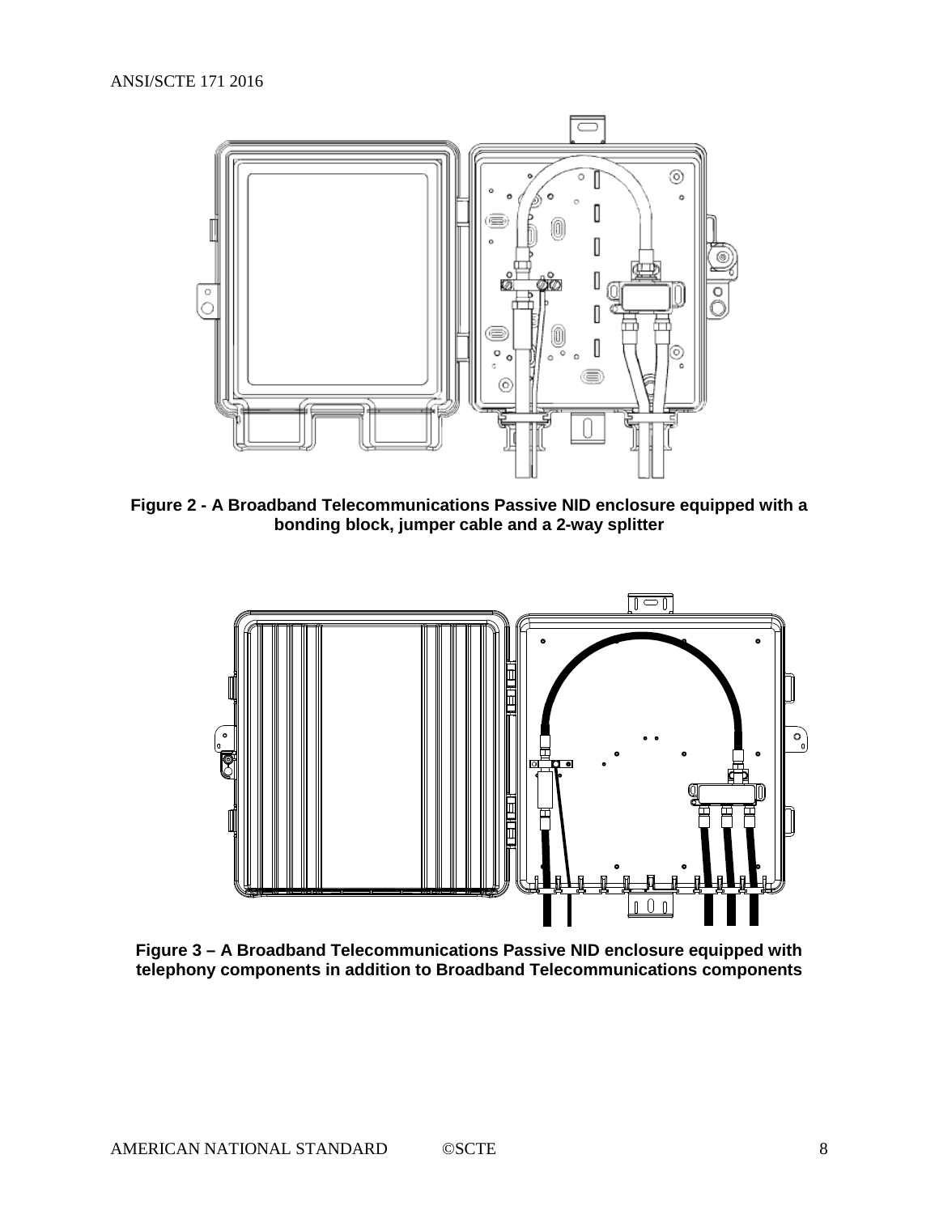**Figure 2 - A Broadband Telecommunications Passive NID enclosure equipped with a bonding block, jumper cable and a 2-way splitter**

**Figure 3 – A Broadband Telecommunications Passive NID enclosure equipped with telephony components in addition to Broadband Telecommunications components**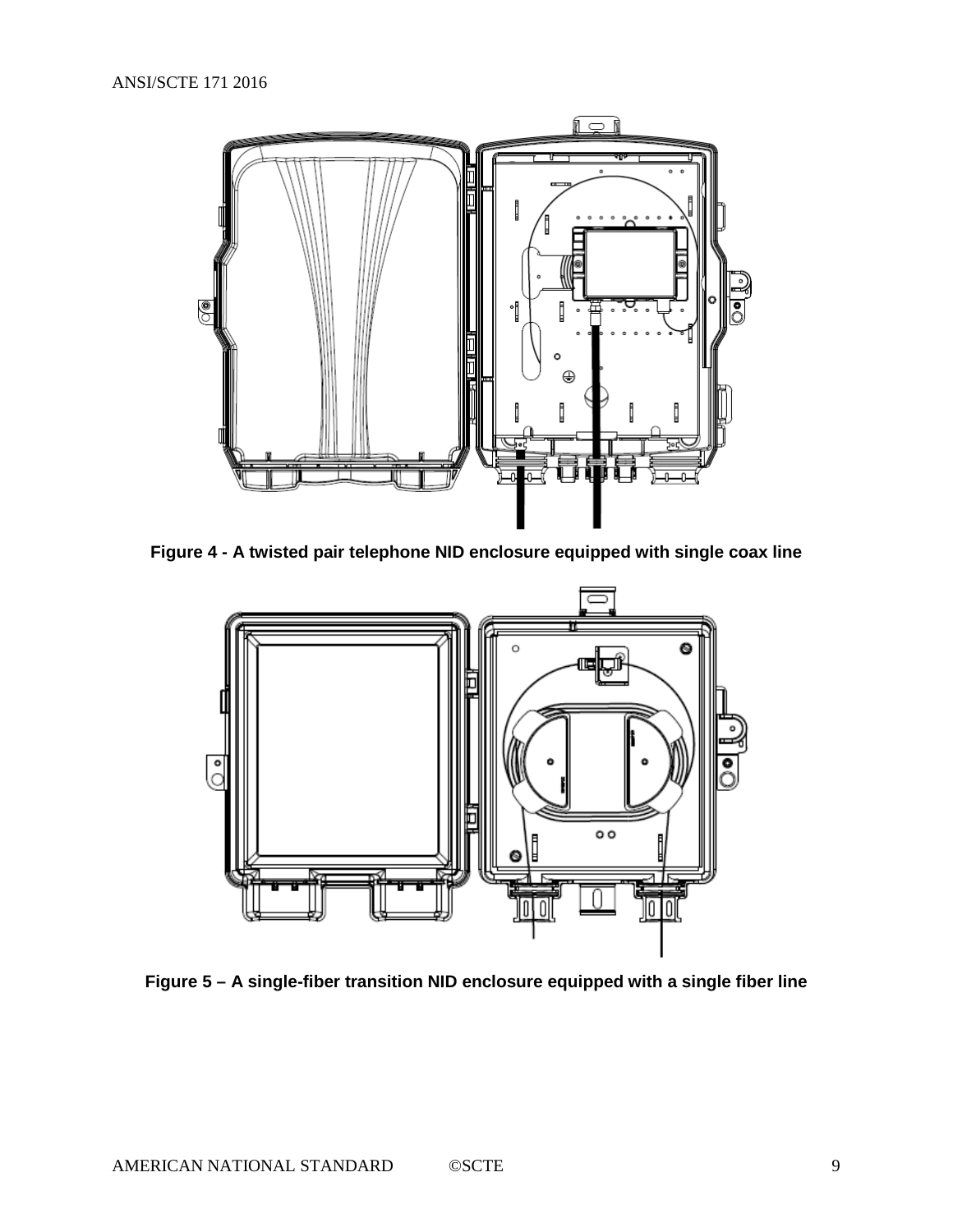**Figure 4 - A twisted pair telephone NID enclosure equipped with single coax line**

**Figure 5 – A single-fiber transition NID enclosure equipped with a single fiber line**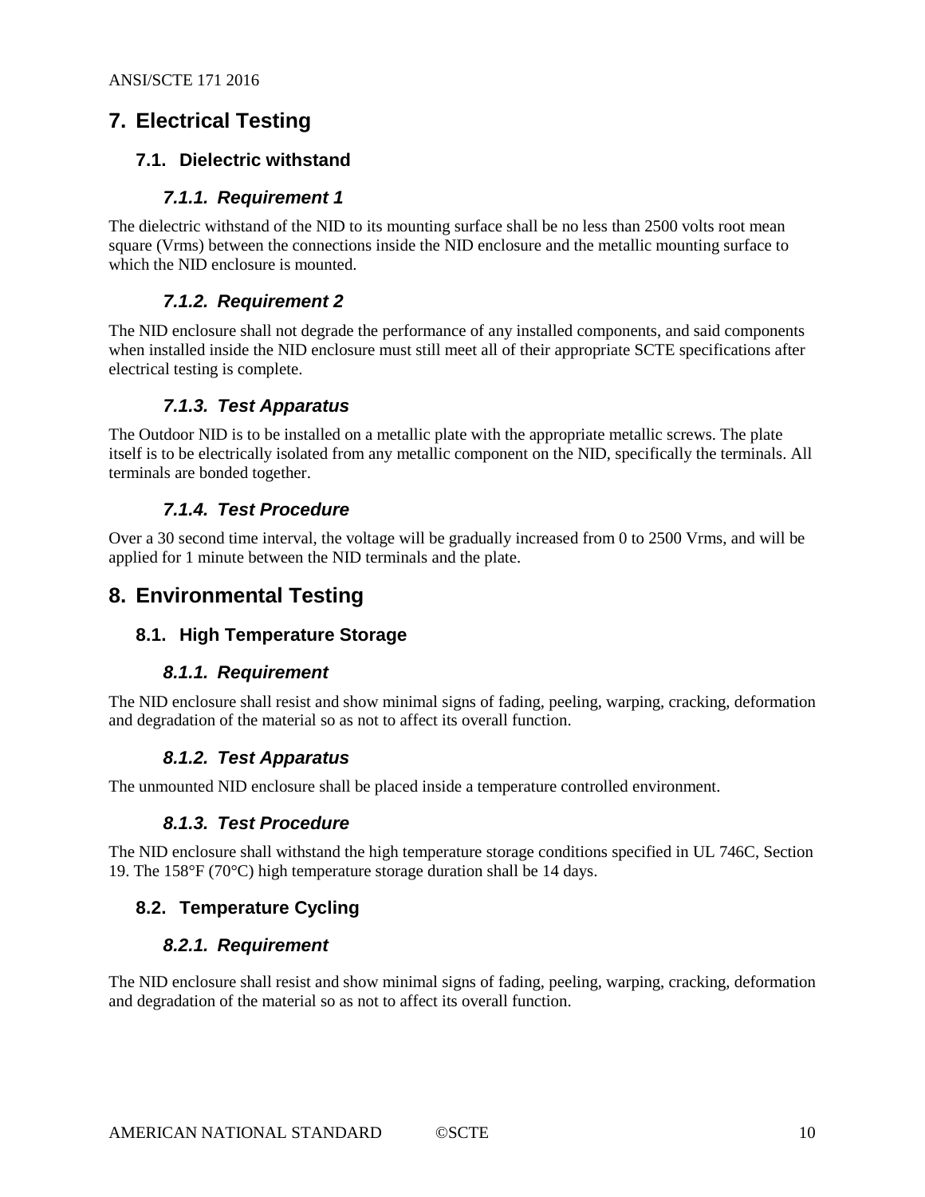# 7. Electrical Testing

## 7.1. Dielectric withstand

### 7.1.1. Requirement 1

The dielectric withstand of the NID to its mounting surface shall be no less than 2500 volts root mean square (Vrms) between the connections inside the NID enclosure and the metallic mounting surface to which the NID enclosure is mounted.

### 7.1.2. Requirement 2

The NID enclosure shall not degrade the performance of any installed components, and said components when installed inside the NID enclosure must still meet all of their appropriate SCTE specifications after electrical testing is complete.

### 7.1.3. Test Apparatus

The Outdoor NID is to be installed on a metallic plate with the appropriate metallic screws. The plate itself is to be electrically isolated from any metallic component on the NID, specifically the terminals. All terminals are bonded together.

### 7.1.4. Test Procedure

Over a 30 second time interval, the voltage will be gradually increased from 0 to 2500 Vrms, and will be applied for 1 minute between the NID terminals and the plate.

# 8. Environmental Testing

## 8.1. High Temperature Storage

### 8.1.1. Requirement

The NID enclosure shall resist and show minimal signs of fading, peeling, warping, cracking, deformation and degradation of the material so as not to affect its overall function.

### 8.1.2. Test Apparatus

The unmounted NID enclosure shall be placed inside a temperature controlled environment.

### 8.1.3. Test Procedure

The NID enclosure shall withstand the high temperature storage conditions specified in UL 746C, Section 19. The 158°F (70°C) high temperature storage duration shall be 14 days.

## 8.2. Temperature Cycling

### 8.2.1. Requirement

The NID enclosure shall resist and show minimal signs of fading, peeling, warping, cracking, deformation and degradation of the material so as not to affect its overall function.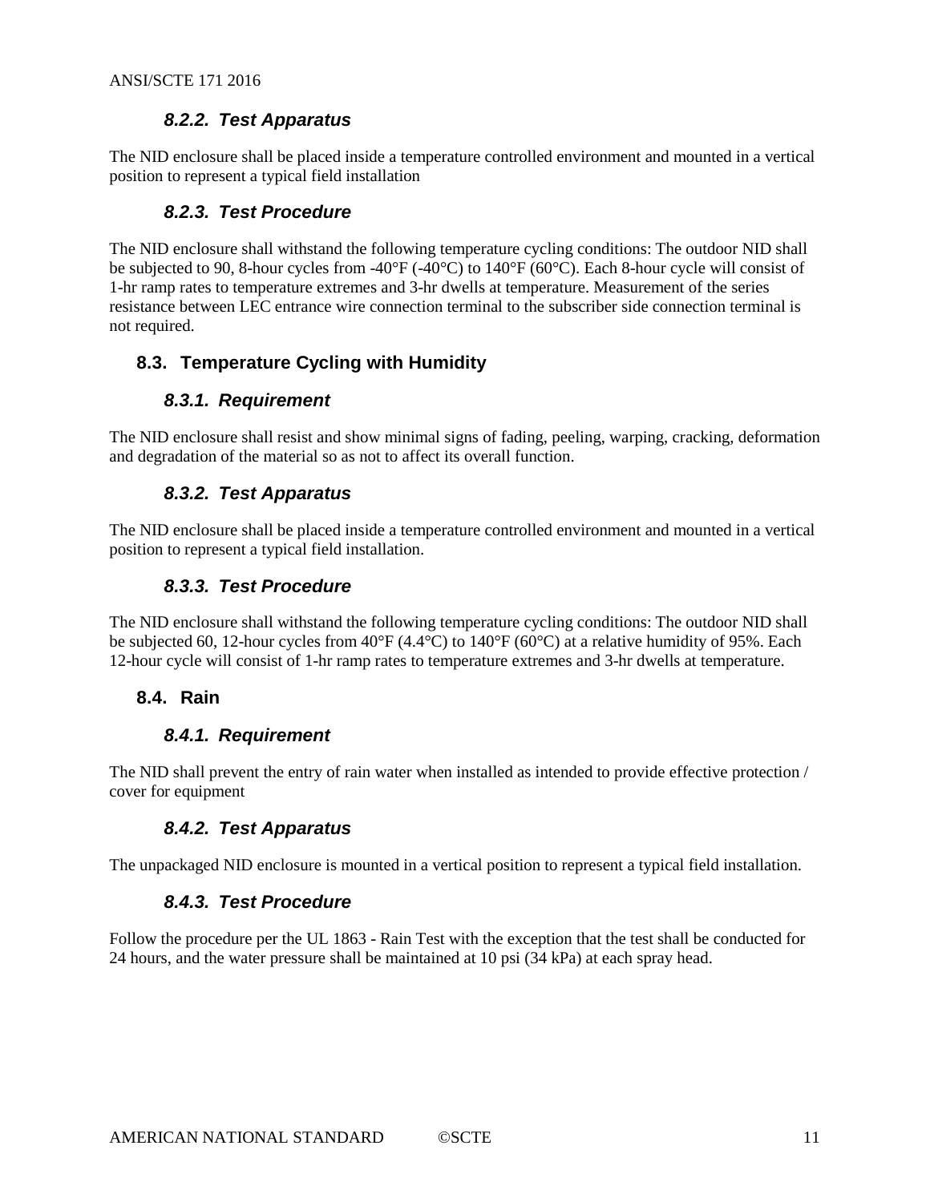#### 8.2.2. Test Apparatus

The NID enclosure shall be placed inside a temperature controlled environment and mounted in a vertical position to represent a typical field installation

#### 8.2.3. Test Procedure

The NID enclosure shall withstand the following temperature cycling conditions: The outdoor NID shall be subjected to 90, 8-hour cycles from -40°F (-40°C) to 140°F (60°C). Each 8-hour cycle will consist of 1-hr ramp rates to temperature extremes and 3-hr dwells at temperature. Measurement of the series resistance between LEC entrance wire connection terminal to the subscriber side connection terminal is not required.

### 8.3. Temperature Cycling with Humidity

#### 8.3.1. Requirement

The NID enclosure shall resist and show minimal signs of fading, peeling, warping, cracking, deformation and degradation of the material so as not to affect its overall function.

#### 8.3.2. Test Apparatus

The NID enclosure shall be placed inside a temperature controlled environment and mounted in a vertical position to represent a typical field installation.

#### 8.3.3. Test Procedure

The NID enclosure shall withstand the following temperature cycling conditions: The outdoor NID shall be subjected 60, 12-hour cycles from 40°F (4.4°C) to 140°F (60°C) at a relative humidity of 95%. Each 12-hour cycle will consist of 1-hr ramp rates to temperature extremes and 3-hr dwells at temperature.

### 8.4. Rain

#### 8.4.1. Requirement

The NID shall prevent the entry of rain water when installed as intended to provide effective protection / cover for equipment

#### 8.4.2. Test Apparatus

The unpackaged NID enclosure is mounted in a vertical position to represent a typical field installation.

#### 8.4.3. Test Procedure

Follow the procedure per the UL 1863 - Rain Test with the exception that the test shall be conducted for 24 hours, and the water pressure shall be maintained at 10 psi (34 kPa) at each spray head.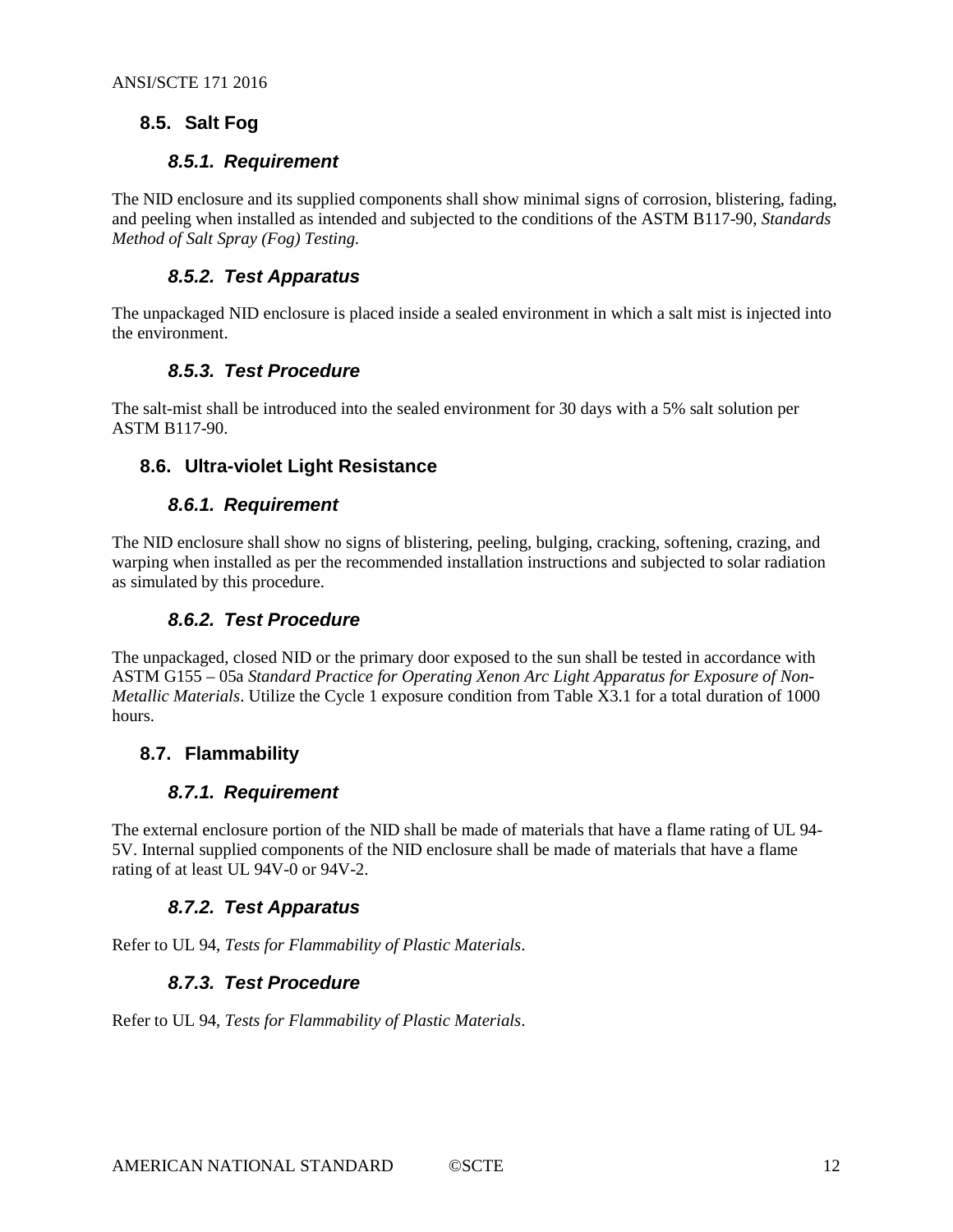## 8.5. Salt Fog

### 8.5.1. Requirement

The NID enclosure and its supplied components shall show minimal signs of corrosion, blistering, fading, and peeling when installed as intended and subjected to the conditions of the ASTM B117-90, *Standards Method of Salt Spray (Fog) Testing.*

### 8.5.2. Test Apparatus

The unpackaged NID enclosure is placed inside a sealed environment in which a salt mist is injected into the environment.

### 8.5.3. Test Procedure

The salt-mist shall be introduced into the sealed environment for 30 days with a 5% salt solution per ASTM B117-90.

## 8.6. Ultra-violet Light Resistance

### 8.6.1. Requirement

The NID enclosure shall show no signs of blistering, peeling, bulging, cracking, softening, crazing, and warping when installed as per the recommended installation instructions and subjected to solar radiation as simulated by this procedure.

### 8.6.2. Test Procedure

The unpackaged, closed NID or the primary door exposed to the sun shall be tested in accordance with ASTM G155 – 05a *Standard Practice for Operating Xenon Arc Light Apparatus for Exposure of Non-Metallic Materials*. Utilize the Cycle 1 exposure condition from Table X3.1 for a total duration of 1000 hours.

## 8.7. Flammability

### 8.7.1. Requirement

The external enclosure portion of the NID shall be made of materials that have a flame rating of UL 94-5V. Internal supplied components of the NID enclosure shall be made of materials that have a flame rating of at least UL 94V-0 or 94V-2.

### 8.7.2. Test Apparatus

Refer to UL 94, *Tests for Flammability of Plastic Materials*.

### 8.7.3. Test Procedure

Refer to UL 94, *Tests for Flammability of Plastic Materials*.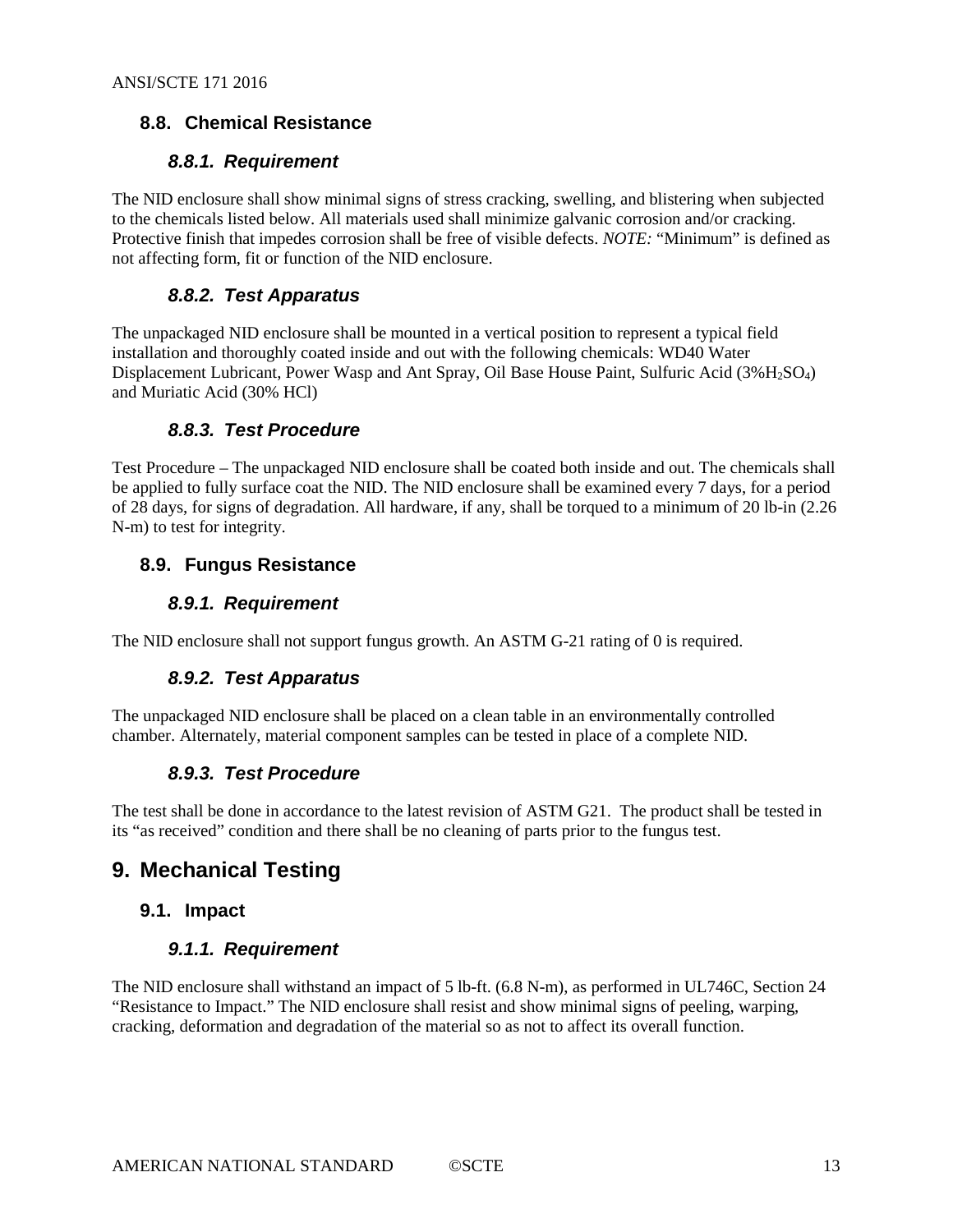## 8.8. Chemical Resistance

### *8.8.1. Requirement*

The NID enclosure shall show minimal signs of stress cracking, swelling, and blistering when subjected to the chemicals listed below. All materials used shall minimize galvanic corrosion and/or cracking. Protective finish that impedes corrosion shall be free of visible defects. *NOTE:* "Minimum" is defined as not affecting form, fit or function of the NID enclosure.

### *8.8.2. Test Apparatus*

The unpackaged NID enclosure shall be mounted in a vertical position to represent a typical field installation and thoroughly coated inside and out with the following chemicals: WD40 Water Displacement Lubricant, Power Wasp and Ant Spray, Oil Base House Paint, Sulfuric Acid (3%$H_2SO_4$) and Muriatic Acid (30% HCl)

### *8.8.3. Test Procedure*

Test Procedure – The unpackaged NID enclosure shall be coated both inside and out. The chemicals shall be applied to fully surface coat the NID. The NID enclosure shall be examined every 7 days, for a period of 28 days, for signs of degradation. All hardware, if any, shall be torqued to a minimum of 20 lb-in (2.26 N-m) to test for integrity.

## 8.9. Fungus Resistance

### *8.9.1. Requirement*

The NID enclosure shall not support fungus growth. An ASTM G-21 rating of 0 is required.

### *8.9.2. Test Apparatus*

The unpackaged NID enclosure shall be placed on a clean table in an environmentally controlled chamber. Alternately, material component samples can be tested in place of a complete NID.

### *8.9.3. Test Procedure*

The test shall be done in accordance to the latest revision of ASTM G21. The product shall be tested in its "as received" condition and there shall be no cleaning of parts prior to the fungus test.

# 9. Mechanical Testing

## 9.1. Impact

### *9.1.1. Requirement*

The NID enclosure shall withstand an impact of 5 lb-ft. (6.8 N-m), as performed in UL746C, Section 24 "Resistance to Impact." The NID enclosure shall resist and show minimal signs of peeling, warping, cracking, deformation and degradation of the material so as not to affect its overall function.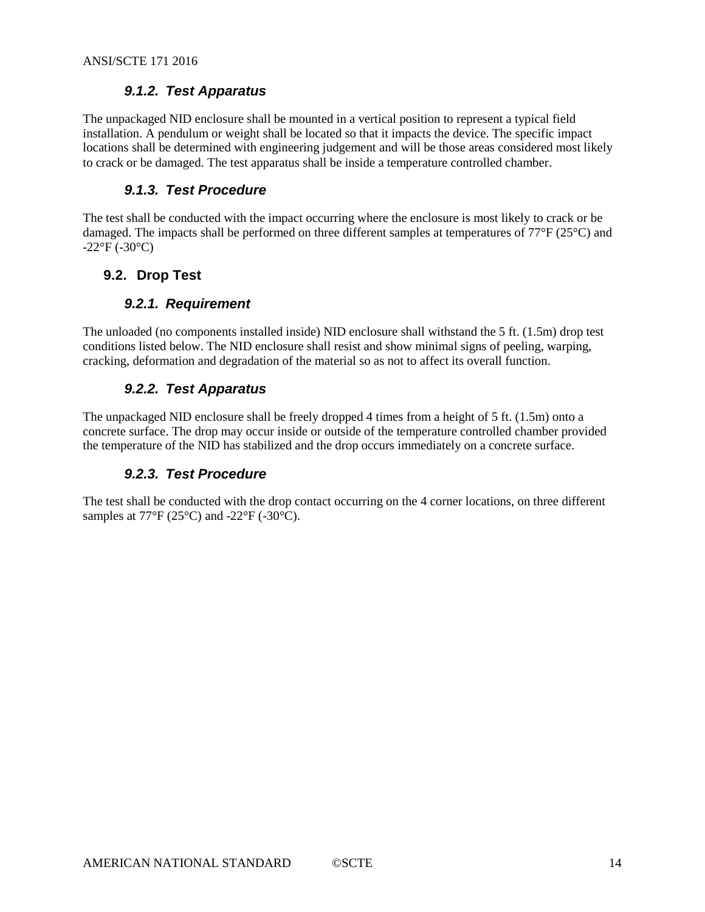#### *9.1.2. Test Apparatus*

The unpackaged NID enclosure shall be mounted in a vertical position to represent a typical field installation. A pendulum or weight shall be located so that it impacts the device. The specific impact locations shall be determined with engineering judgement and will be those areas considered most likely to crack or be damaged. The test apparatus shall be inside a temperature controlled chamber.

#### *9.1.3. Test Procedure*

The test shall be conducted with the impact occurring where the enclosure is most likely to crack or be damaged. The impacts shall be performed on three different samples at temperatures of 77°F (25°C) and -22°F (-30°C)

### 9.2. Drop Test

#### *9.2.1. Requirement*

The unloaded (no components installed inside) NID enclosure shall withstand the 5 ft. (1.5m) drop test conditions listed below. The NID enclosure shall resist and show minimal signs of peeling, warping, cracking, deformation and degradation of the material so as not to affect its overall function.

#### *9.2.2. Test Apparatus*

The unpackaged NID enclosure shall be freely dropped 4 times from a height of 5 ft. (1.5m) onto a concrete surface. The drop may occur inside or outside of the temperature controlled chamber provided the temperature of the NID has stabilized and the drop occurs immediately on a concrete surface.

#### *9.2.3. Test Procedure*

The test shall be conducted with the drop contact occurring on the 4 corner locations, on three different samples at 77°F (25°C) and -22°F (-30°C).